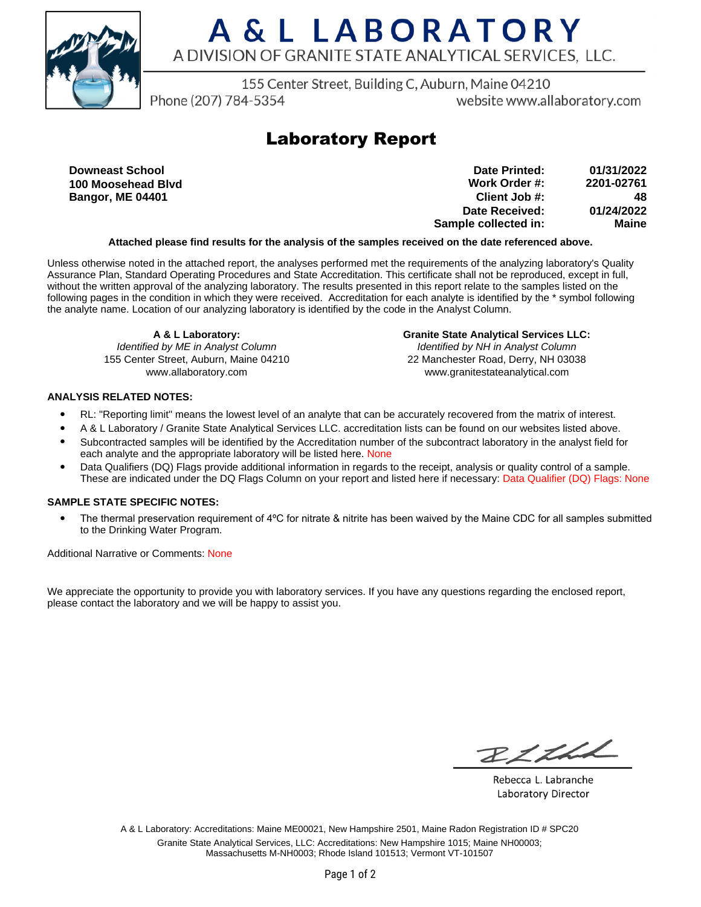# A & L LABORATORY

A DIVISION OF GRANITE STATE ANALYTICAL SERVICES, LLC.

155 Center Street, Building C, Auburn, Maine 04210

Phone (207) 784-5354 website www.allaboratory.com

## Laboratory Report

**Downeast School**
**100 Moosehead Blvd**
**Bangor, ME 04401**

| | |
|---|---|
| **Date Printed:** | **01/31/2022** |
| **Work Order #:** | **2201-02761** |
| **Client Job #:** | **48** |
| **Date Received:** | **01/24/2022** |
| **Sample collected in:** | **Maine** |

**Attached please find results for the analysis of the samples received on the date referenced above.**

Unless otherwise noted in the attached report, the analyses performed met the requirements of the analyzing laboratory's Quality Assurance Plan, Standard Operating Procedures and State Accreditation. This certificate shall not be reproduced, except in full, without the written approval of the analyzing laboratory. The results presented in this report relate to the samples listed on the following pages in the condition in which they were received. Accreditation for each analyte is identified by the * symbol following the analyte name. Location of our analyzing laboratory is identified by the code in the Analyst Column.

**A & L Laboratory:**
*Identified by ME in Analyst Column*
155 Center Street, Auburn, Maine 04210
www.allaboratory.com

**Granite State Analytical Services LLC:**
*Identified by NH in Analyst Column*
22 Manchester Road, Derry, NH 03038
www.granitestateanalytical.com

### ANALYSIS RELATED NOTES:

- RL: "Reporting limit" means the lowest level of an analyte that can be accurately recovered from the matrix of interest.
- A & L Laboratory / Granite State Analytical Services LLC. accreditation lists can be found on our websites listed above.
- Subcontracted samples will be identified by the Accreditation number of the subcontract laboratory in the analyst field for each analyte and the appropriate laboratory will be listed here. None
- Data Qualifiers (DQ) Flags provide additional information in regards to the receipt, analysis or quality control of a sample. These are indicated under the DQ Flags Column on your report and listed here if necessary: Data Qualifier (DQ) Flags: None

### SAMPLE STATE SPECIFIC NOTES:

- The thermal preservation requirement of 4ºC for nitrate & nitrite has been waived by the Maine CDC for all samples submitted to the Drinking Water Program.

Additional Narrative or Comments: None

We appreciate the opportunity to provide you with laboratory services. If you have any questions regarding the enclosed report, please contact the laboratory and we will be happy to assist you.

Rebecca L. Labranche
Laboratory Director

A & L Laboratory: Accreditations: Maine ME00021, New Hampshire 2501, Maine Radon Registration ID # SPC20

Granite State Analytical Services, LLC: Accreditations: New Hampshire 1015; Maine NH00003; Massachusetts M-NH0003; Rhode Island 101513; Vermont VT-101507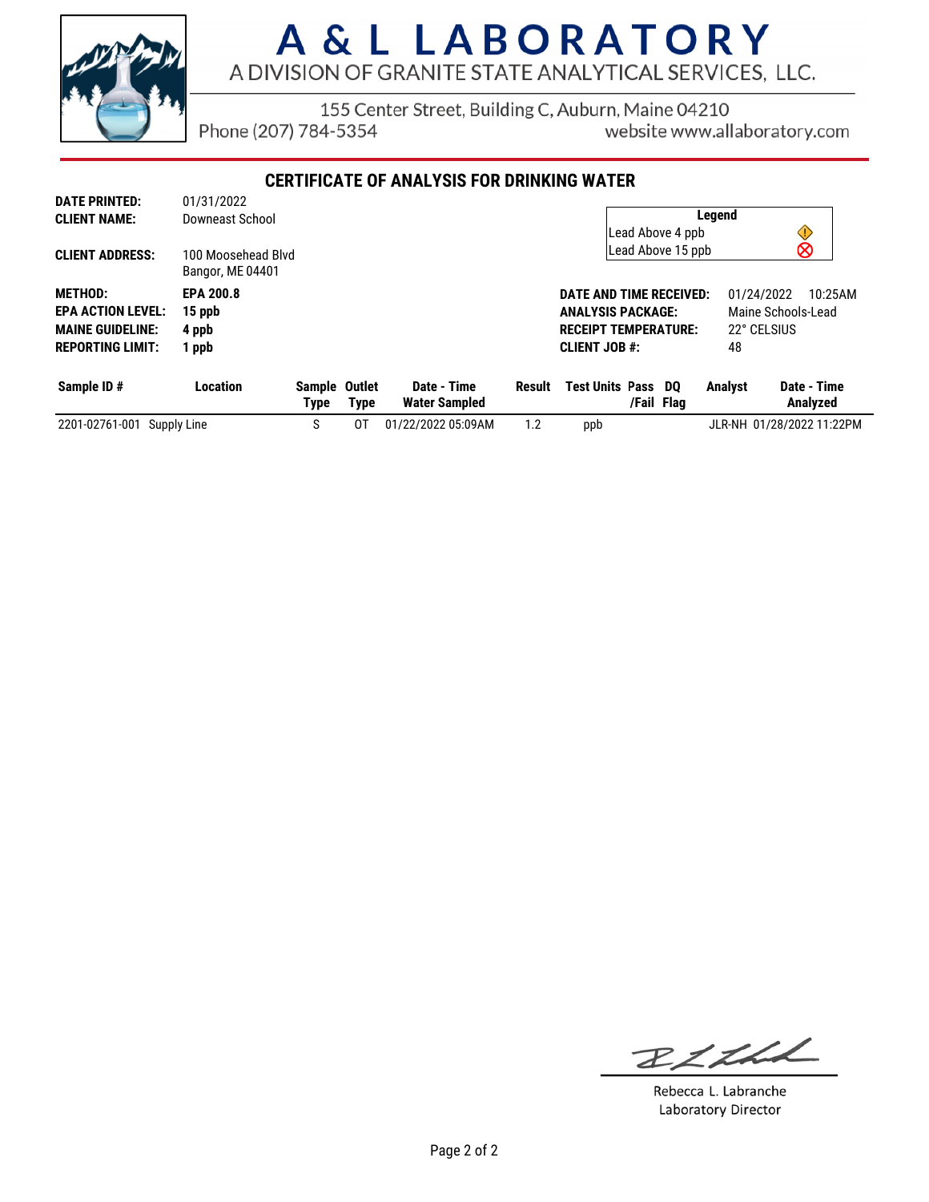# A & L LABORATORY

A DIVISION OF GRANITE STATE ANALYTICAL SERVICES, LLC.

155 Center Street, Building C, Auburn, Maine 04210

Phone (207) 784-5354 website www.allaboratory.com

## CERTIFICATE OF ANALYSIS FOR DRINKING WATER

**DATE PRINTED:** 01/31/2022

**CLIENT NAME:** Downeast School

**CLIENT ADDRESS:** 100 Moosehead Blvd
Bangor, ME 04401

| Legend | |
|---|---|
| Lead Above 4 ppb | ⚠ |
| Lead Above 15 ppb | ⊗ |

**METHOD:** EPA 200.8

**EPA ACTION LEVEL:** 15 ppb

**MAINE GUIDELINE:** 4 ppb

**REPORTING LIMIT:** 1 ppb

**DATE AND TIME RECEIVED:** 01/24/2022 10:25AM

**ANALYSIS PACKAGE:** Maine Schools-Lead

**RECEIPT TEMPERATURE:** 22° CELSIUS

**CLIENT JOB #:** 48

| Sample ID # | Location | Sample Type | Outlet Type | Date - Time Water Sampled | Result | Test Units | Pass /Fail | DQ Flag | Analyst | Date - Time Analyzed |
|---|---|---|---|---|---|---|---|---|---|---|
| 2201-02761-001 | Supply Line | S | OT | 01/22/2022 05:09AM | 1.2 | ppb | | | JLR-NH | 01/28/2022 11:22PM |

Rebecca L. Labranche
Laboratory Director